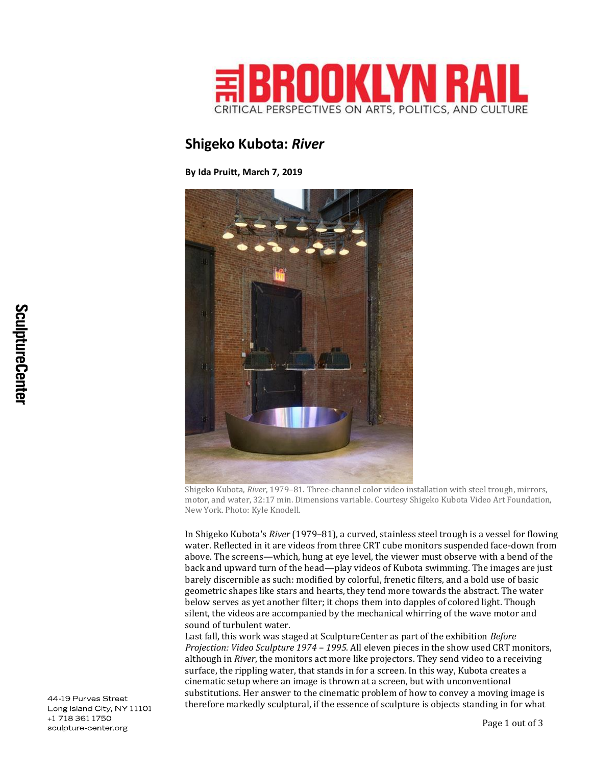# THE BROOKLYN RAIL

CRITICAL PERSPECTIVES ON ARTS, POLITICS, AND CULTURE

## Shigeko Kubota: *River*

**By Ida Pruitt, March 7, 2019**

Shigeko Kubota, *River*, 1979–81. Three-channel color video installation with steel trough, mirrors, motor, and water, 32:17 min. Dimensions variable. Courtesy Shigeko Kubota Video Art Foundation, New York. Photo: Kyle Knodell.

In Shigeko Kubota's *River* (1979–81), a curved, stainless steel trough is a vessel for flowing water. Reflected in it are videos from three CRT cube monitors suspended face-down from above. The screens—which, hung at eye level, the viewer must observe with a bend of the back and upward turn of the head—play videos of Kubota swimming. The images are just barely discernible as such: modified by colorful, frenetic filters, and a bold use of basic geometric shapes like stars and hearts, they tend more towards the abstract. The water below serves as yet another filter; it chops them into dapples of colored light. Though silent, the videos are accompanied by the mechanical whirring of the wave motor and sound of turbulent water.

Last fall, this work was staged at SculptureCenter as part of the exhibition *Before Projection: Video Sculpture 1974 – 1995*. All eleven pieces in the show used CRT monitors, although in *River*, the monitors act more like projectors. They send video to a receiving surface, the rippling water, that stands in for a screen. In this way, Kubota creates a cinematic setup where an image is thrown at a screen, but with unconventional substitutions. Her answer to the cinematic problem of how to convey a moving image is therefore markedly sculptural, if the essence of sculpture is objects standing in for what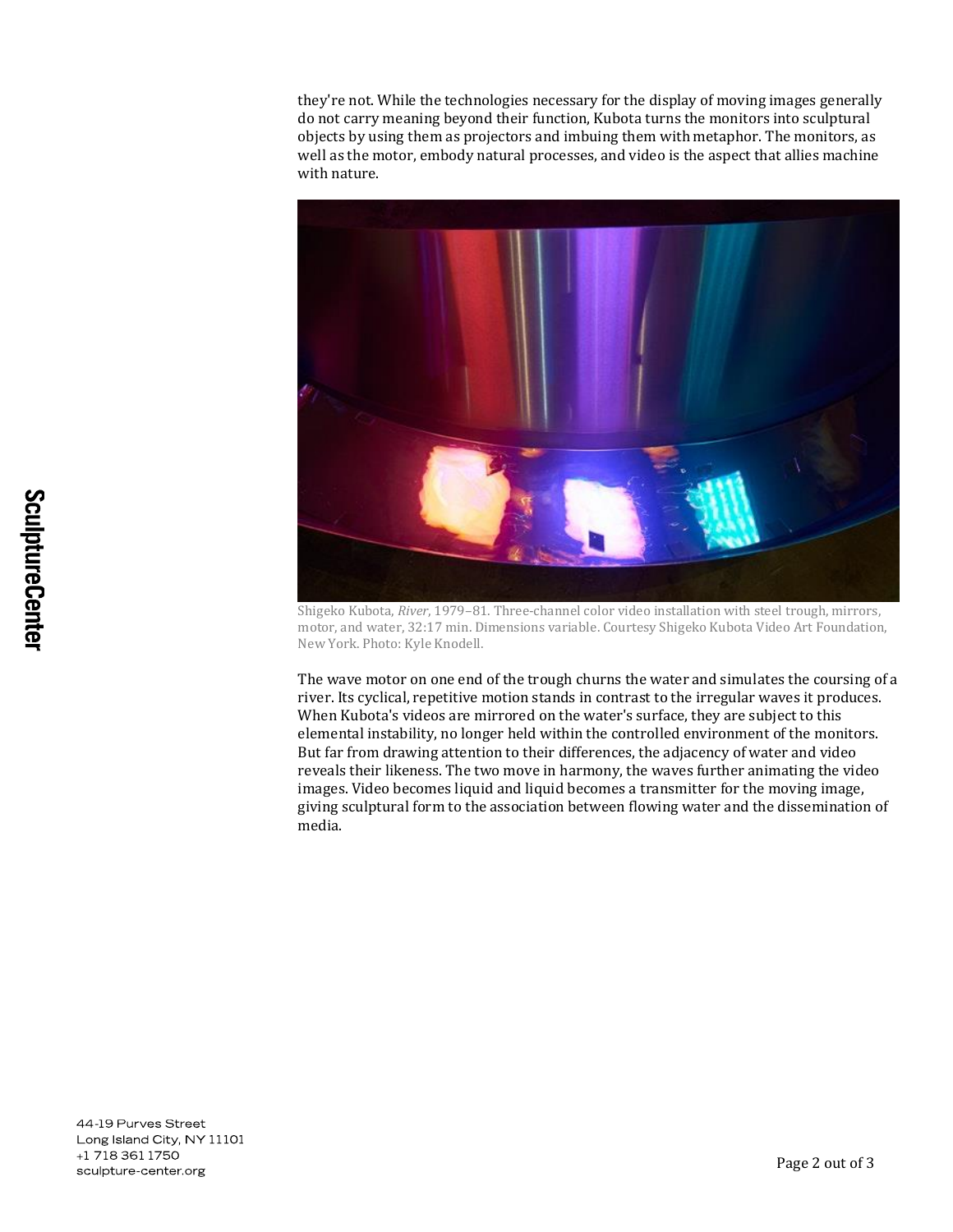they're not. While the technologies necessary for the display of moving images generally do not carry meaning beyond their function, Kubota turns the monitors into sculptural objects by using them as projectors and imbuing them with metaphor. The monitors, as well as the motor, embody natural processes, and video is the aspect that allies machine with nature.

Shigeko Kubota, *River*, 1979–81. Three-channel color video installation with steel trough, mirrors, motor, and water, 32:17 min. Dimensions variable. Courtesy Shigeko Kubota Video Art Foundation, New York. Photo: Kyle Knodell.

The wave motor on one end of the trough churns the water and simulates the coursing of a river. Its cyclical, repetitive motion stands in contrast to the irregular waves it produces. When Kubota's videos are mirrored on the water's surface, they are subject to this elemental instability, no longer held within the controlled environment of the monitors. But far from drawing attention to their differences, the adjacency of water and video reveals their likeness. The two move in harmony, the waves further animating the video images. Video becomes liquid and liquid becomes a transmitter for the moving image, giving sculptural form to the association between flowing water and the dissemination of media.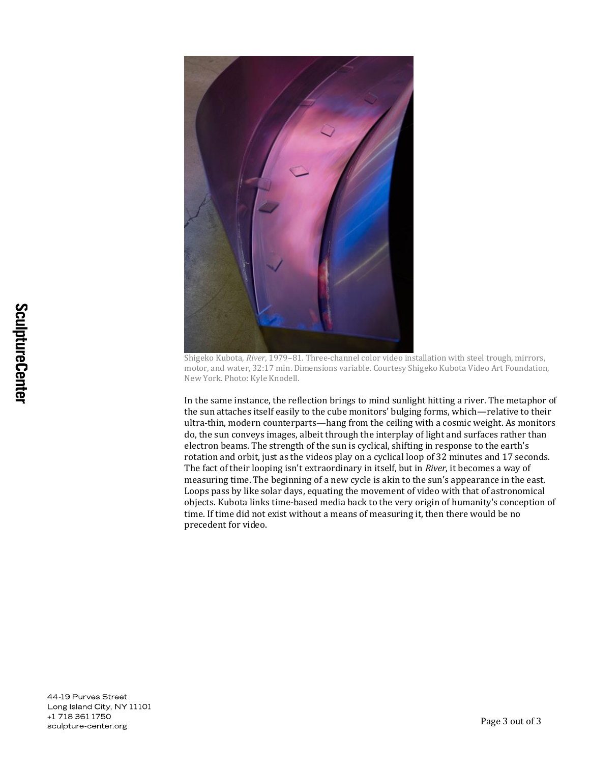Shigeko Kubota, *River*, 1979–81. Three-channel color video installation with steel trough, mirrors, motor, and water, 32:17 min. Dimensions variable. Courtesy Shigeko Kubota Video Art Foundation, New York. Photo: Kyle Knodell.

In the same instance, the reflection brings to mind sunlight hitting a river. The metaphor of the sun attaches itself easily to the cube monitors' bulging forms, which—relative to their ultra-thin, modern counterparts—hang from the ceiling with a cosmic weight. As monitors do, the sun conveys images, albeit through the interplay of light and surfaces rather than electron beams. The strength of the sun is cyclical, shifting in response to the earth's rotation and orbit, just as the videos play on a cyclical loop of 32 minutes and 17 seconds. The fact of their looping isn't extraordinary in itself, but in *River*, it becomes a way of measuring time. The beginning of a new cycle is akin to the sun's appearance in the east. Loops pass by like solar days, equating the movement of video with that of astronomical objects. Kubota links time-based media back to the very origin of humanity's conception of time. If time did not exist without a means of measuring it, then there would be no precedent for video.